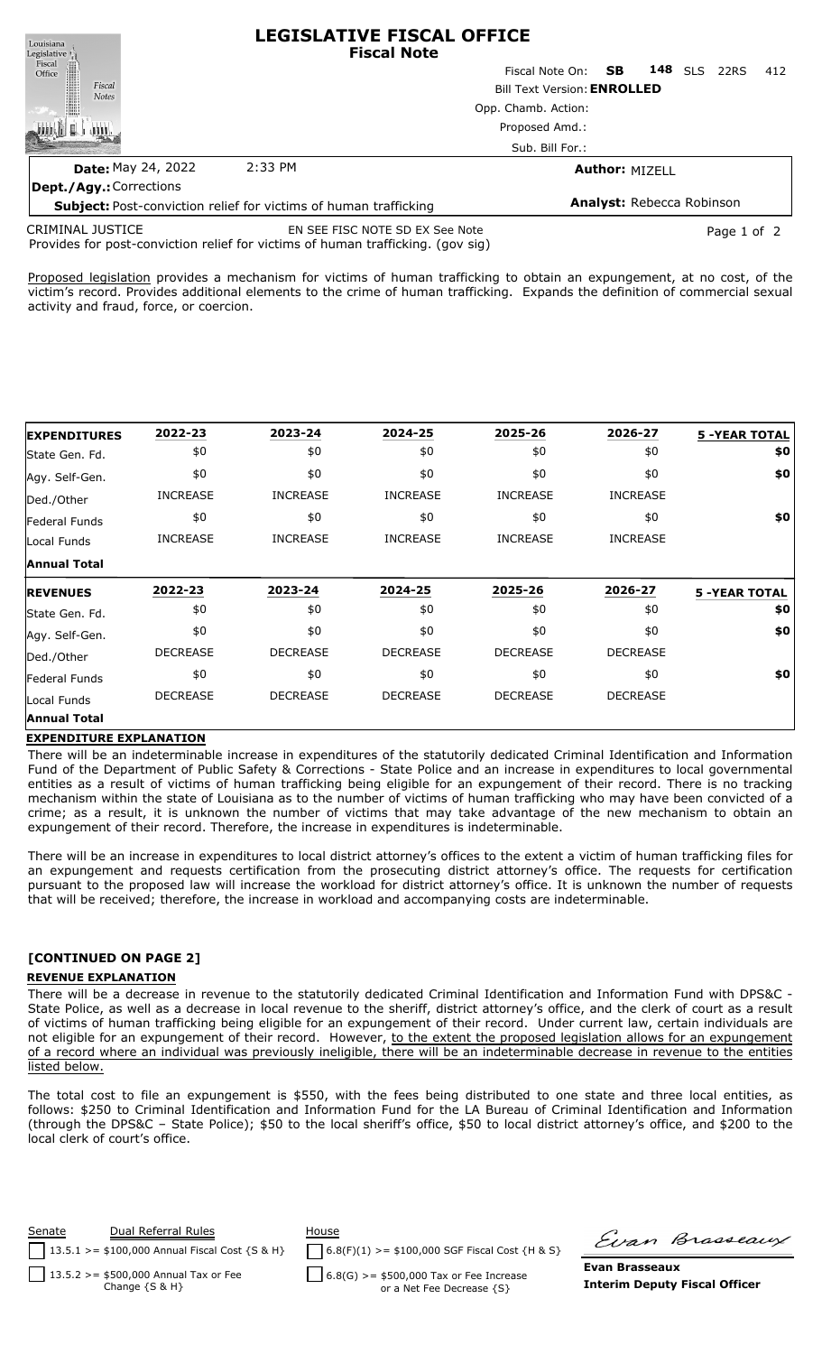# LEGISLATIVE FISCAL OFFICE

## Fiscal Note

Fiscal Note On: **SB 148** SLS 22RS 412

Bill Text Version: **ENROLLED**

Opp. Chamb. Action:

Proposed Amd.:

Sub. Bill For.:

**Date:** May 24, 2022 2:33 PM

**Author:** MIZELL

**Dept./Agy.:** Corrections

**Subject:** Post-conviction relief for victims of human trafficking

**Analyst:** Rebecca Robinson

CRIMINAL JUSTICE EN SEE FISC NOTE SD EX See Note

Provides for post-conviction relief for victims of human trafficking. (gov sig)

Proposed legislation provides a mechanism for victims of human trafficking to obtain an expungement, at no cost, of the victim's record. Provides additional elements to the crime of human trafficking. Expands the definition of commercial sexual activity and fraud, force, or coercion.

| **EXPENDITURES** | 2022-23 | 2023-24 | 2024-25 | 2025-26 | 2026-27 | 5 -YEAR TOTAL |
|---|---|---|---|---|---|---|
| State Gen. Fd. | $0 | $0 | $0 | $0 | $0 | $0 |
| Agy. Self-Gen. | $0 | $0 | $0 | $0 | $0 | $0 |
| Ded./Other | INCREASE | INCREASE | INCREASE | INCREASE | INCREASE | |
| Federal Funds | $0 | $0 | $0 | $0 | $0 | $0 |
| Local Funds | INCREASE | INCREASE | INCREASE | INCREASE | INCREASE | |
| **Annual Total** | | | | | | |

| **REVENUES** | 2022-23 | 2023-24 | 2024-25 | 2025-26 | 2026-27 | 5 -YEAR TOTAL |
|---|---|---|---|---|---|---|
| State Gen. Fd. | $0 | $0 | $0 | $0 | $0 | $0 |
| Agy. Self-Gen. | $0 | $0 | $0 | $0 | $0 | $0 |
| Ded./Other | DECREASE | DECREASE | DECREASE | DECREASE | DECREASE | |
| Federal Funds | $0 | $0 | $0 | $0 | $0 | $0 |
| Local Funds | DECREASE | DECREASE | DECREASE | DECREASE | DECREASE | |
| **Annual Total** | | | | | | |

**EXPENDITURE EXPLANATION**

There will be an indeterminable increase in expenditures of the statutorily dedicated Criminal Identification and Information Fund of the Department of Public Safety & Corrections - State Police and an increase in expenditures to local governmental entities as a result of victims of human trafficking being eligible for an expungement of their record. There is no tracking mechanism within the state of Louisiana as to the number of victims of human trafficking who may have been convicted of a crime; as a result, it is unknown the number of victims that may take advantage of the new mechanism to obtain an expungement of their record. Therefore, the increase in expenditures is indeterminable.

There will be an increase in expenditures to local district attorney's offices to the extent a victim of human trafficking files for an expungement and requests certification from the prosecuting district attorney's office. The requests for certification pursuant to the proposed law will increase the workload for district attorney's office. It is unknown the number of requests that will be received; therefore, the increase in workload and accompanying costs are indeterminable.

**[CONTINUED ON PAGE 2]**

**REVENUE EXPLANATION**

There will be a decrease in revenue to the statutorily dedicated Criminal Identification and Information Fund with DPS&C - State Police, as well as a decrease in local revenue to the sheriff, district attorney's office, and the clerk of court as a result of victims of human trafficking being eligible for an expungement of their record. Under current law, certain individuals are not eligible for an expungement of their record. However, to the extent the proposed legislation allows for an expungement of a record where an individual was previously ineligible, there will be an indeterminable decrease in revenue to the entities listed below.

The total cost to file an expungement is $550, with the fees being distributed to one state and three local entities, as follows: $250 to Criminal Identification and Information Fund for the LA Bureau of Criminal Identification and Information (through the DPS&C – State Police); $50 to the local sheriff's office, $50 to local district attorney's office, and $200 to the local clerk of court's office.

| Senate | Dual Referral Rules | House |
|---|---|---|
| ☐ 13.5.1 >= $100,000 Annual Fiscal Cost {S & H} | | ☐ 6.8(F)(1) >= $100,000 SGF Fiscal Cost {H & S} |
| ☐ 13.5.2 >= $500,000 Annual Tax or Fee Change {S & H} | | ☐ 6.8(G) >= $500,000 Tax or Fee Increase or a Net Fee Decrease {S} |

**Evan Brasseaux**
**Interim Deputy Fiscal Officer**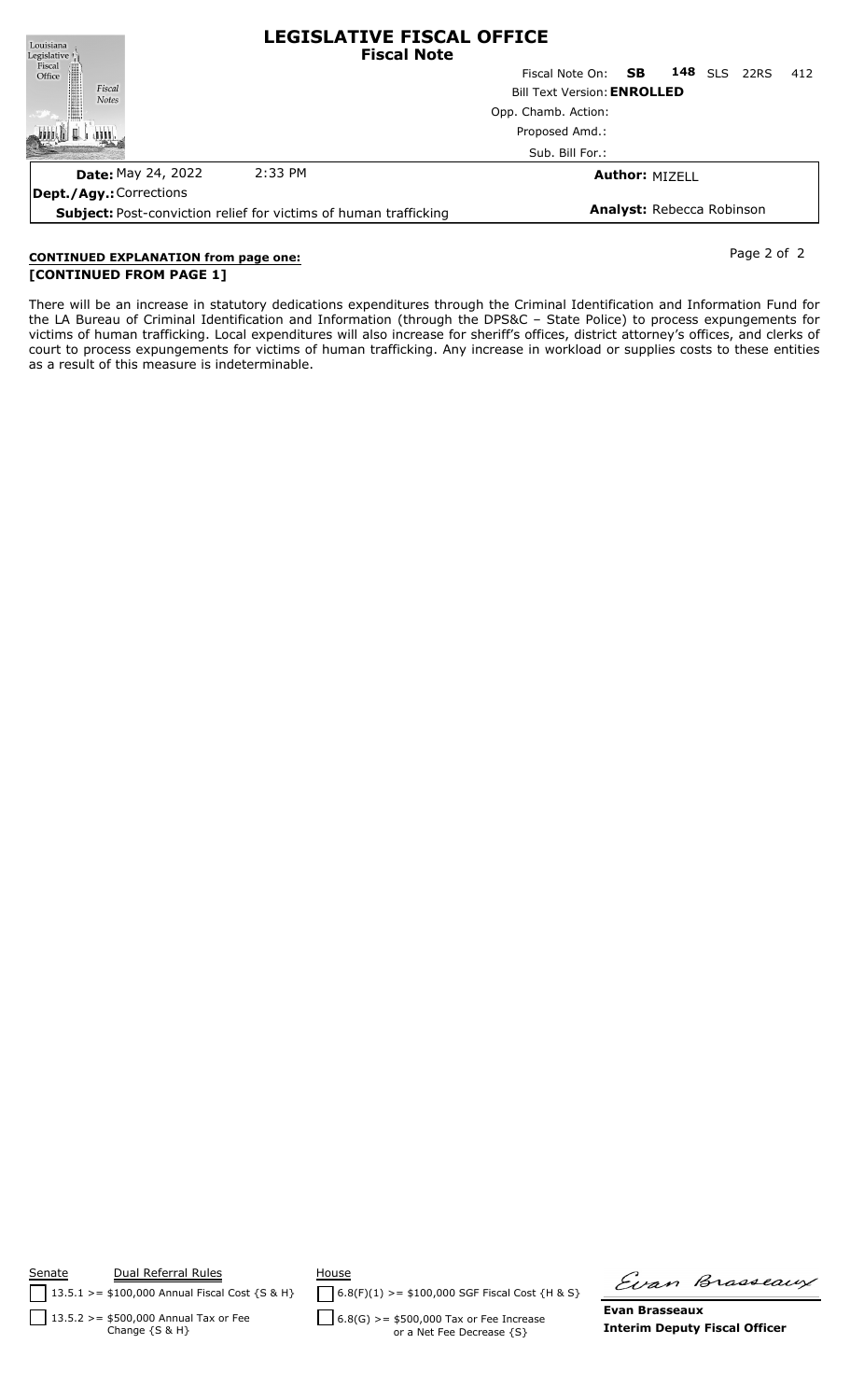# LEGISLATIVE FISCAL OFFICE
## Fiscal Note

Fiscal Note On: **SB 148** SLS 22RS 412

Bill Text Version: **ENROLLED**

Opp. Chamb. Action:

Proposed Amd.:

Sub. Bill For.:

**Date:** May 24, 2022 2:33 PM

**Author:** MIZELL

**Dept./Agy.:** Corrections

**Subject:** Post-conviction relief for victims of human trafficking

**Analyst:** Rebecca Robinson

**CONTINUED EXPLANATION from page one:**
**[CONTINUED FROM PAGE 1]**

There will be an increase in statutory dedications expenditures through the Criminal Identification and Information Fund for the LA Bureau of Criminal Identification and Information (through the DPS&C – State Police) to process expungements for victims of human trafficking. Local expenditures will also increase for sheriff's offices, district attorney's offices, and clerks of court to process expungements for victims of human trafficking. Any increase in workload or supplies costs to these entities as a result of this measure is indeterminable.

Senate — Dual Referral Rules

☐ 13.5.1 >= $100,000 Annual Fiscal Cost {S & H}

☐ 13.5.2 >= $500,000 Annual Tax or Fee Change {S & H}

House

☐ 6.8(F)(1) >= $100,000 SGF Fiscal Cost {H & S}

☐ 6.8(G) >= $500,000 Tax or Fee Increase or a Net Fee Decrease {S}

**Evan Brasseaux**
**Interim Deputy Fiscal Officer**